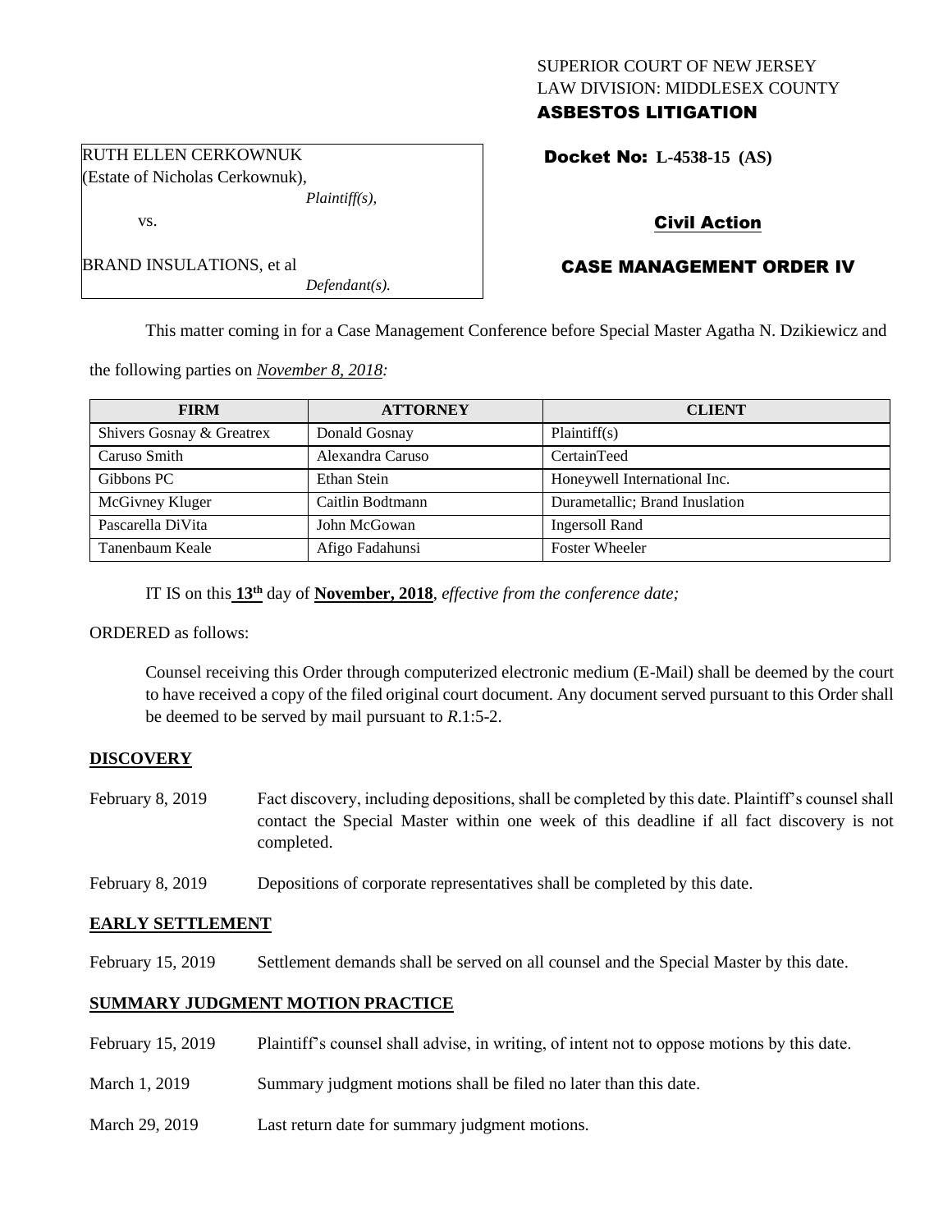SUPERIOR COURT OF NEW JERSEY
LAW DIVISION: MIDDLESEX COUNTY
**ASBESTOS LITIGATION**

RUTH ELLEN CERKOWNUK
(Estate of Nicholas Cerkownuk),
*Plaintiff(s),*

vs.

BRAND INSULATIONS, et al
*Defendant(s).*

**Docket No: L-4538-15 (AS)**

**Civil Action**

**CASE MANAGEMENT ORDER IV**

This matter coming in for a Case Management Conference before Special Master Agatha N. Dzikiewicz and the following parties on *November 8, 2018:*

| FIRM | ATTORNEY | CLIENT |
|---|---|---|
| Shivers Gosnay & Greatrex | Donald Gosnay | Plaintiff(s) |
| Caruso Smith | Alexandra Caruso | CertainTeed |
| Gibbons PC | Ethan Stein | Honeywell International Inc. |
| McGivney Kluger | Caitlin Bodtmann | Durametallic; Brand Inuslation |
| Pascarella DiVita | John McGowan | Ingersoll Rand |
| Tanenbaum Keale | Afigo Fadahunsi | Foster Wheeler |

IT IS on this **13th** day of **November, 2018**, *effective from the conference date;*

ORDERED as follows:

Counsel receiving this Order through computerized electronic medium (E-Mail) shall be deemed by the court to have received a copy of the filed original court document. Any document served pursuant to this Order shall be deemed to be served by mail pursuant to *R*.1:5-2.

**DISCOVERY**

February 8, 2019 — Fact discovery, including depositions, shall be completed by this date. Plaintiff's counsel shall contact the Special Master within one week of this deadline if all fact discovery is not completed.

February 8, 2019 — Depositions of corporate representatives shall be completed by this date.

**EARLY SETTLEMENT**

February 15, 2019 — Settlement demands shall be served on all counsel and the Special Master by this date.

**SUMMARY JUDGMENT MOTION PRACTICE**

February 15, 2019 — Plaintiff's counsel shall advise, in writing, of intent not to oppose motions by this date.

March 1, 2019 — Summary judgment motions shall be filed no later than this date.

March 29, 2019 — Last return date for summary judgment motions.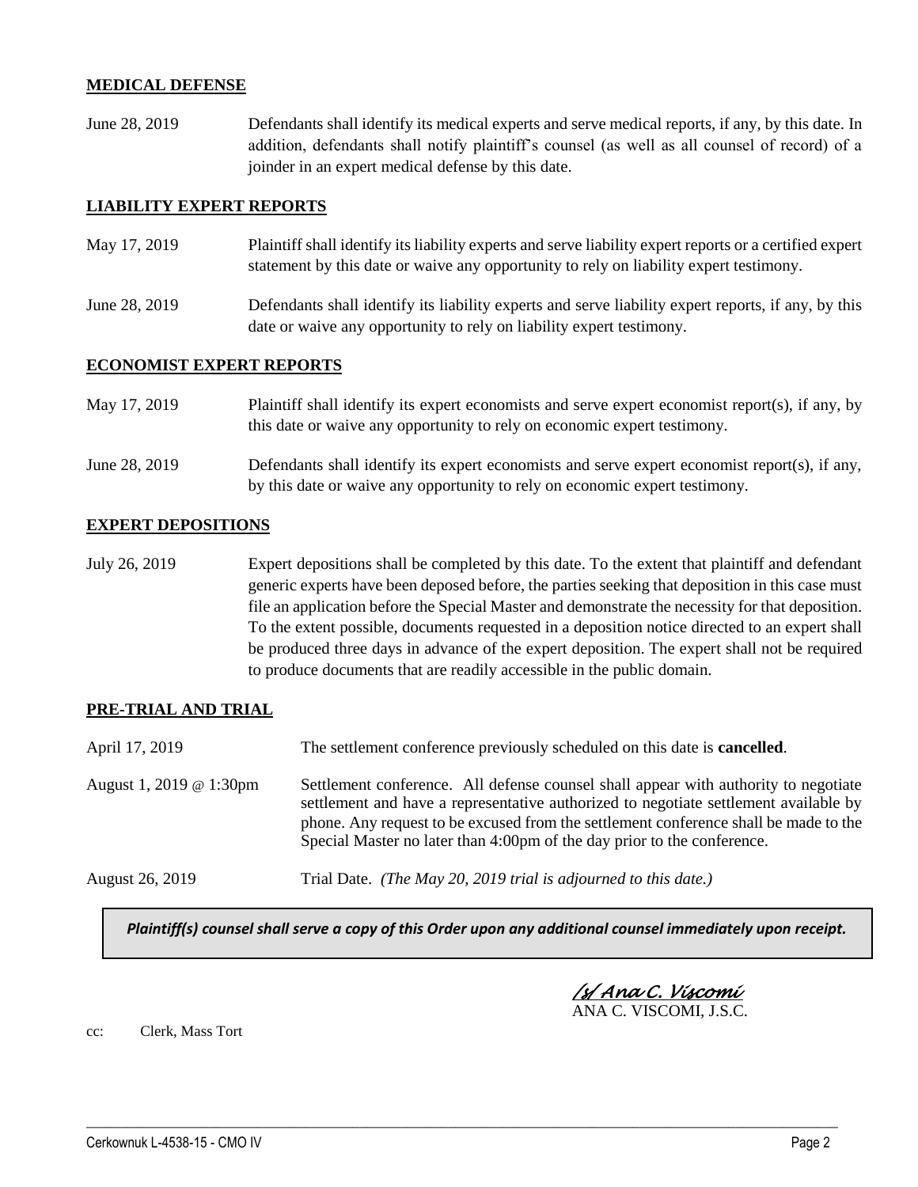**MEDICAL DEFENSE**

| | |
|---|---|
| June 28, 2019 | Defendants shall identify its medical experts and serve medical reports, if any, by this date. In addition, defendants shall notify plaintiff's counsel (as well as all counsel of record) of a joinder in an expert medical defense by this date. |

**LIABILITY EXPERT REPORTS**

| | |
|---|---|
| May 17, 2019 | Plaintiff shall identify its liability experts and serve liability expert reports or a certified expert statement by this date or waive any opportunity to rely on liability expert testimony. |
| June 28, 2019 | Defendants shall identify its liability experts and serve liability expert reports, if any, by this date or waive any opportunity to rely on liability expert testimony. |

**ECONOMIST EXPERT REPORTS**

| | |
|---|---|
| May 17, 2019 | Plaintiff shall identify its expert economists and serve expert economist report(s), if any, by this date or waive any opportunity to rely on economic expert testimony. |
| June 28, 2019 | Defendants shall identify its expert economists and serve expert economist report(s), if any, by this date or waive any opportunity to rely on economic expert testimony. |

**EXPERT DEPOSITIONS**

| | |
|---|---|
| July 26, 2019 | Expert depositions shall be completed by this date. To the extent that plaintiff and defendant generic experts have been deposed before, the parties seeking that deposition in this case must file an application before the Special Master and demonstrate the necessity for that deposition. To the extent possible, documents requested in a deposition notice directed to an expert shall be produced three days in advance of the expert deposition. The expert shall not be required to produce documents that are readily accessible in the public domain. |

**PRE-TRIAL AND TRIAL**

| | |
|---|---|
| April 17, 2019 | The settlement conference previously scheduled on this date is **cancelled**. |
| August 1, 2019 @ 1:30pm | Settlement conference. All defense counsel shall appear with authority to negotiate settlement and have a representative authorized to negotiate settlement available by phone. Any request to be excused from the settlement conference shall be made to the Special Master no later than 4:00pm of the day prior to the conference. |
| August 26, 2019 | Trial Date. *(The May 20, 2019 trial is adjourned to this date.)* |

***Plaintiff(s) counsel shall serve a copy of this Order upon any additional counsel immediately upon receipt.***

*/s/ Ana C. Viscomi*
ANA C. VISCOMI, J.S.C.

cc: Clerk, Mass Tort